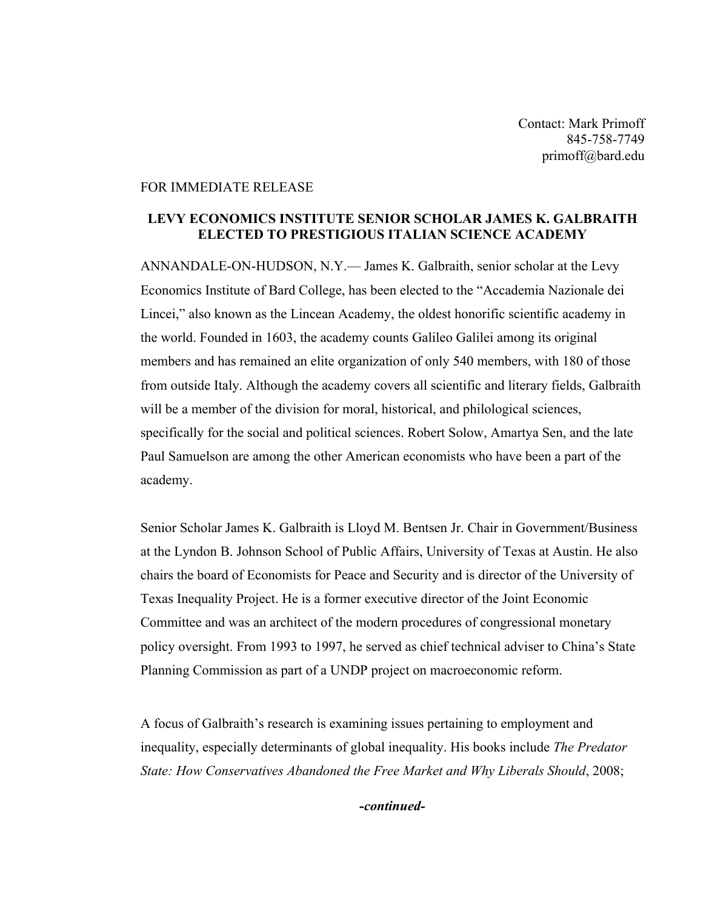Contact: Mark Primoff
845-758-7749
primoff@bard.edu

FOR IMMEDIATE RELEASE

**LEVY ECONOMICS INSTITUTE SENIOR SCHOLAR JAMES K. GALBRAITH ELECTED TO PRESTIGIOUS ITALIAN SCIENCE ACADEMY**

ANNANDALE-ON-HUDSON, N.Y.— James K. Galbraith, senior scholar at the Levy Economics Institute of Bard College, has been elected to the "Accademia Nazionale dei Lincei," also known as the Lincean Academy, the oldest honorific scientific academy in the world. Founded in 1603, the academy counts Galileo Galilei among its original members and has remained an elite organization of only 540 members, with 180 of those from outside Italy. Although the academy covers all scientific and literary fields, Galbraith will be a member of the division for moral, historical, and philological sciences, specifically for the social and political sciences. Robert Solow, Amartya Sen, and the late Paul Samuelson are among the other American economists who have been a part of the academy.

Senior Scholar James K. Galbraith is Lloyd M. Bentsen Jr. Chair in Government/Business at the Lyndon B. Johnson School of Public Affairs, University of Texas at Austin. He also chairs the board of Economists for Peace and Security and is director of the University of Texas Inequality Project. He is a former executive director of the Joint Economic Committee and was an architect of the modern procedures of congressional monetary policy oversight. From 1993 to 1997, he served as chief technical adviser to China's State Planning Commission as part of a UNDP project on macroeconomic reform.

A focus of Galbraith's research is examining issues pertaining to employment and inequality, especially determinants of global inequality. His books include *The Predator State: How Conservatives Abandoned the Free Market and Why Liberals Should*, 2008;

***-continued-***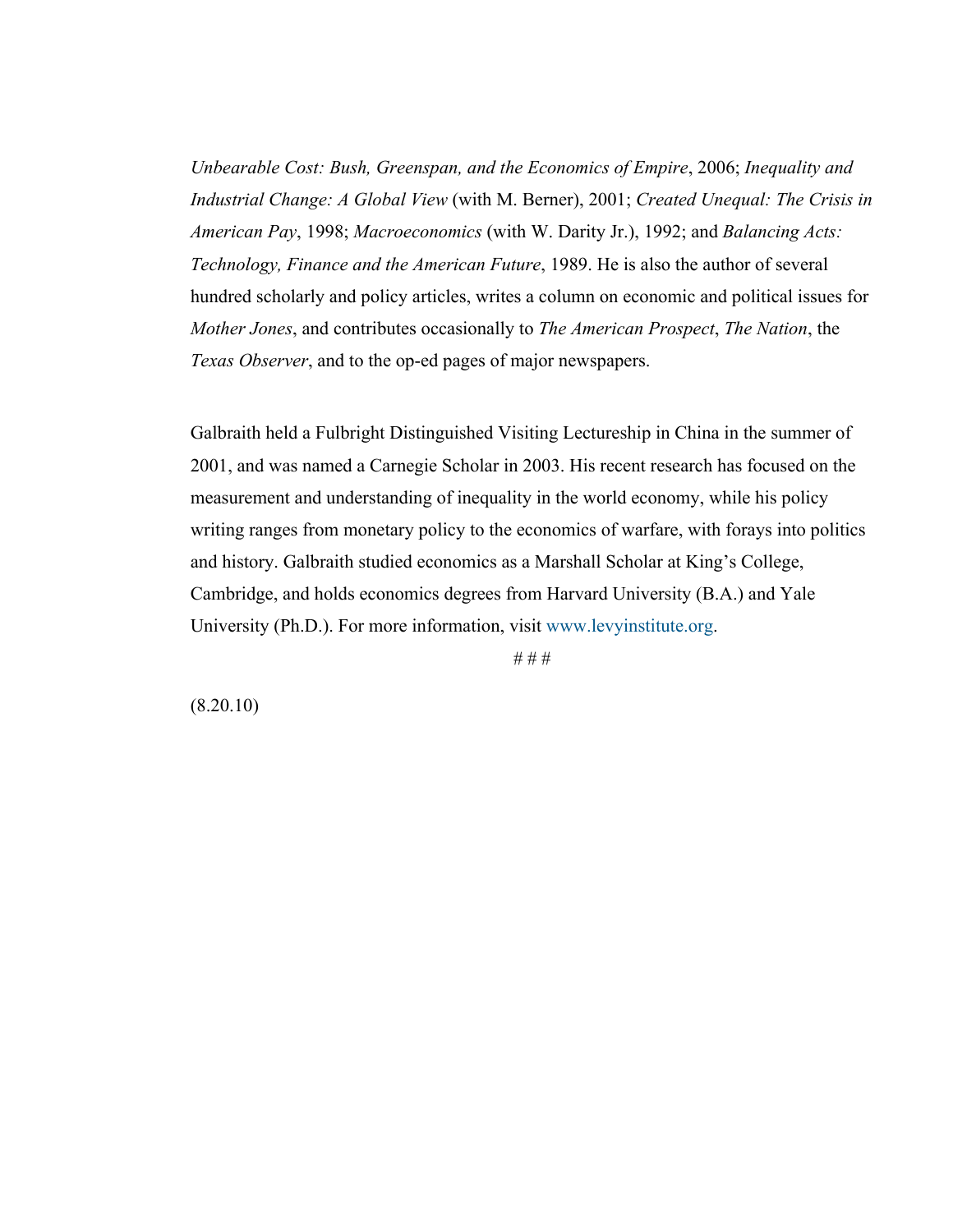*Unbearable Cost: Bush, Greenspan, and the Economics of Empire*, 2006; *Inequality and Industrial Change: A Global View* (with M. Berner), 2001; *Created Unequal: The Crisis in American Pay*, 1998; *Macroeconomics* (with W. Darity Jr.), 1992; and *Balancing Acts: Technology, Finance and the American Future*, 1989. He is also the author of several hundred scholarly and policy articles, writes a column on economic and political issues for *Mother Jones*, and contributes occasionally to *The American Prospect*, *The Nation*, the *Texas Observer*, and to the op-ed pages of major newspapers.

Galbraith held a Fulbright Distinguished Visiting Lectureship in China in the summer of 2001, and was named a Carnegie Scholar in 2003. His recent research has focused on the measurement and understanding of inequality in the world economy, while his policy writing ranges from monetary policy to the economics of warfare, with forays into politics and history. Galbraith studied economics as a Marshall Scholar at King's College, Cambridge, and holds economics degrees from Harvard University (B.A.) and Yale University (Ph.D.). For more information, visit www.levyinstitute.org.

# # #

(8.20.10)